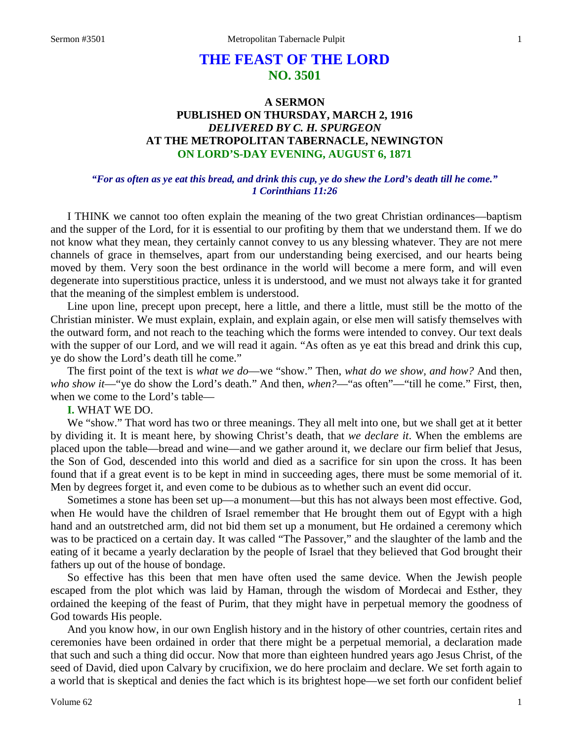# THE FEAST OF THE LORD
## NO. 3501

### A SERMON
### PUBLISHED ON THURSDAY, MARCH 2, 1916
### *DELIVERED BY C. H. SPURGEON*
### AT THE METROPOLITAN TABERNACLE, NEWINGTON
### ON LORD'S-DAY EVENING, AUGUST 6, 1871

***"For as often as ye eat this bread, and drink this cup, ye do shew the Lord's death till he come."***
***1 Corinthians 11:26***

I THINK we cannot too often explain the meaning of the two great Christian ordinances—baptism and the supper of the Lord, for it is essential to our profiting by them that we understand them. If we do not know what they mean, they certainly cannot convey to us any blessing whatever. They are not mere channels of grace in themselves, apart from our understanding being exercised, and our hearts being moved by them. Very soon the best ordinance in the world will become a mere form, and will even degenerate into superstitious practice, unless it is understood, and we must not always take it for granted that the meaning of the simplest emblem is understood.

Line upon line, precept upon precept, here a little, and there a little, must still be the motto of the Christian minister. We must explain, explain, and explain again, or else men will satisfy themselves with the outward form, and not reach to the teaching which the forms were intended to convey. Our text deals with the supper of our Lord, and we will read it again. "As often as ye eat this bread and drink this cup, ye do show the Lord's death till he come."

The first point of the text is *what we do*—we "show." Then, *what do we show, and how?* And then, *who show it*—"ye do show the Lord's death." And then, *when?*—"as often"—"till he come." First, then, when we come to the Lord's table—

**I.** WHAT WE DO.

We "show." That word has two or three meanings. They all melt into one, but we shall get at it better by dividing it. It is meant here, by showing Christ's death, that *we declare it*. When the emblems are placed upon the table—bread and wine—and we gather around it, we declare our firm belief that Jesus, the Son of God, descended into this world and died as a sacrifice for sin upon the cross. It has been found that if a great event is to be kept in mind in succeeding ages, there must be some memorial of it. Men by degrees forget it, and even come to be dubious as to whether such an event did occur.

Sometimes a stone has been set up—a monument—but this has not always been most effective. God, when He would have the children of Israel remember that He brought them out of Egypt with a high hand and an outstretched arm, did not bid them set up a monument, but He ordained a ceremony which was to be practiced on a certain day. It was called "The Passover," and the slaughter of the lamb and the eating of it became a yearly declaration by the people of Israel that they believed that God brought their fathers up out of the house of bondage.

So effective has this been that men have often used the same device. When the Jewish people escaped from the plot which was laid by Haman, through the wisdom of Mordecai and Esther, they ordained the keeping of the feast of Purim, that they might have in perpetual memory the goodness of God towards His people.

And you know how, in our own English history and in the history of other countries, certain rites and ceremonies have been ordained in order that there might be a perpetual memorial, a declaration made that such and such a thing did occur. Now that more than eighteen hundred years ago Jesus Christ, of the seed of David, died upon Calvary by crucifixion, we do here proclaim and declare. We set forth again to a world that is skeptical and denies the fact which is its brightest hope—we set forth our confident belief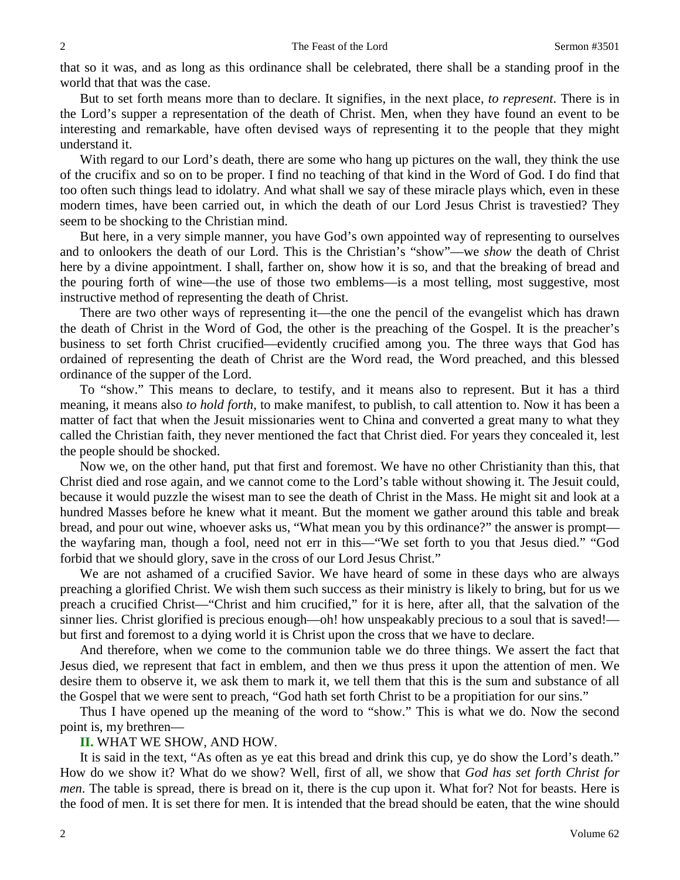that so it was, and as long as this ordinance shall be celebrated, there shall be a standing proof in the world that that was the case.

But to set forth means more than to declare. It signifies, in the next place, *to represent*. There is in the Lord's supper a representation of the death of Christ. Men, when they have found an event to be interesting and remarkable, have often devised ways of representing it to the people that they might understand it.

With regard to our Lord's death, there are some who hang up pictures on the wall, they think the use of the crucifix and so on to be proper. I find no teaching of that kind in the Word of God. I do find that too often such things lead to idolatry. And what shall we say of these miracle plays which, even in these modern times, have been carried out, in which the death of our Lord Jesus Christ is travestied? They seem to be shocking to the Christian mind.

But here, in a very simple manner, you have God's own appointed way of representing to ourselves and to onlookers the death of our Lord. This is the Christian's "show"—we *show* the death of Christ here by a divine appointment. I shall, farther on, show how it is so, and that the breaking of bread and the pouring forth of wine—the use of those two emblems—is a most telling, most suggestive, most instructive method of representing the death of Christ.

There are two other ways of representing it—the one the pencil of the evangelist which has drawn the death of Christ in the Word of God, the other is the preaching of the Gospel. It is the preacher's business to set forth Christ crucified—evidently crucified among you. The three ways that God has ordained of representing the death of Christ are the Word read, the Word preached, and this blessed ordinance of the supper of the Lord.

To "show." This means to declare, to testify, and it means also to represent. But it has a third meaning, it means also *to hold forth*, to make manifest, to publish, to call attention to. Now it has been a matter of fact that when the Jesuit missionaries went to China and converted a great many to what they called the Christian faith, they never mentioned the fact that Christ died. For years they concealed it, lest the people should be shocked.

Now we, on the other hand, put that first and foremost. We have no other Christianity than this, that Christ died and rose again, and we cannot come to the Lord's table without showing it. The Jesuit could, because it would puzzle the wisest man to see the death of Christ in the Mass. He might sit and look at a hundred Masses before he knew what it meant. But the moment we gather around this table and break bread, and pour out wine, whoever asks us, "What mean you by this ordinance?" the answer is prompt—the wayfaring man, though a fool, need not err in this—"We set forth to you that Jesus died." "God forbid that we should glory, save in the cross of our Lord Jesus Christ."

We are not ashamed of a crucified Savior. We have heard of some in these days who are always preaching a glorified Christ. We wish them such success as their ministry is likely to bring, but for us we preach a crucified Christ—"Christ and him crucified," for it is here, after all, that the salvation of the sinner lies. Christ glorified is precious enough—oh! how unspeakably precious to a soul that is saved!—but first and foremost to a dying world it is Christ upon the cross that we have to declare.

And therefore, when we come to the communion table we do three things. We assert the fact that Jesus died, we represent that fact in emblem, and then we thus press it upon the attention of men. We desire them to observe it, we ask them to mark it, we tell them that this is the sum and substance of all the Gospel that we were sent to preach, "God hath set forth Christ to be a propitiation for our sins."

Thus I have opened up the meaning of the word to "show." This is what we do. Now the second point is, my brethren—

**II.** WHAT WE SHOW, AND HOW.

It is said in the text, "As often as ye eat this bread and drink this cup, ye do show the Lord's death." How do we show it? What do we show? Well, first of all, we show that *God has set forth Christ for men*. The table is spread, there is bread on it, there is the cup upon it. What for? Not for beasts. Here is the food of men. It is set there for men. It is intended that the bread should be eaten, that the wine should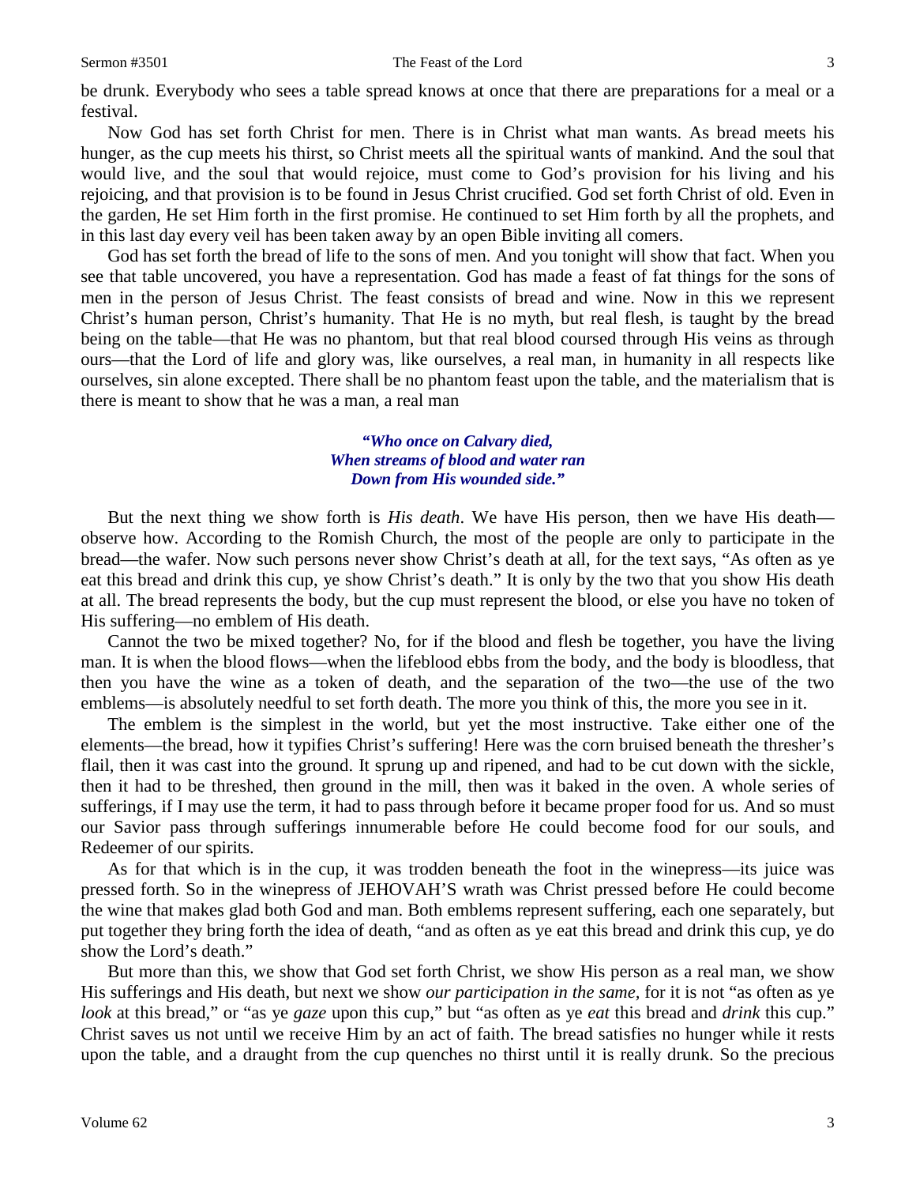be drunk. Everybody who sees a table spread knows at once that there are preparations for a meal or a festival.

Now God has set forth Christ for men. There is in Christ what man wants. As bread meets his hunger, as the cup meets his thirst, so Christ meets all the spiritual wants of mankind. And the soul that would live, and the soul that would rejoice, must come to God's provision for his living and his rejoicing, and that provision is to be found in Jesus Christ crucified. God set forth Christ of old. Even in the garden, He set Him forth in the first promise. He continued to set Him forth by all the prophets, and in this last day every veil has been taken away by an open Bible inviting all comers.

God has set forth the bread of life to the sons of men. And you tonight will show that fact. When you see that table uncovered, you have a representation. God has made a feast of fat things for the sons of men in the person of Jesus Christ. The feast consists of bread and wine. Now in this we represent Christ's human person, Christ's humanity. That He is no myth, but real flesh, is taught by the bread being on the table—that He was no phantom, but that real blood coursed through His veins as through ours—that the Lord of life and glory was, like ourselves, a real man, in humanity in all respects like ourselves, sin alone excepted. There shall be no phantom feast upon the table, and the materialism that is there is meant to show that he was a man, a real man

> ***"Who once on Calvary died,***
> ***When streams of blood and water ran***
> ***Down from His wounded side."***

But the next thing we show forth is *His death*. We have His person, then we have His death—observe how. According to the Romish Church, the most of the people are only to participate in the bread—the wafer. Now such persons never show Christ's death at all, for the text says, "As often as ye eat this bread and drink this cup, ye show Christ's death." It is only by the two that you show His death at all. The bread represents the body, but the cup must represent the blood, or else you have no token of His suffering—no emblem of His death.

Cannot the two be mixed together? No, for if the blood and flesh be together, you have the living man. It is when the blood flows—when the lifeblood ebbs from the body, and the body is bloodless, that then you have the wine as a token of death, and the separation of the two—the use of the two emblems—is absolutely needful to set forth death. The more you think of this, the more you see in it.

The emblem is the simplest in the world, but yet the most instructive. Take either one of the elements—the bread, how it typifies Christ's suffering! Here was the corn bruised beneath the thresher's flail, then it was cast into the ground. It sprung up and ripened, and had to be cut down with the sickle, then it had to be threshed, then ground in the mill, then was it baked in the oven. A whole series of sufferings, if I may use the term, it had to pass through before it became proper food for us. And so must our Savior pass through sufferings innumerable before He could become food for our souls, and Redeemer of our spirits.

As for that which is in the cup, it was trodden beneath the foot in the winepress—its juice was pressed forth. So in the winepress of JEHOVAH'S wrath was Christ pressed before He could become the wine that makes glad both God and man. Both emblems represent suffering, each one separately, but put together they bring forth the idea of death, "and as often as ye eat this bread and drink this cup, ye do show the Lord's death."

But more than this, we show that God set forth Christ, we show His person as a real man, we show His sufferings and His death, but next we show *our participation in the same,* for it is not "as often as ye *look* at this bread," or "as ye *gaze* upon this cup," but "as often as ye *eat* this bread and *drink* this cup." Christ saves us not until we receive Him by an act of faith. The bread satisfies no hunger while it rests upon the table, and a draught from the cup quenches no thirst until it is really drunk. So the precious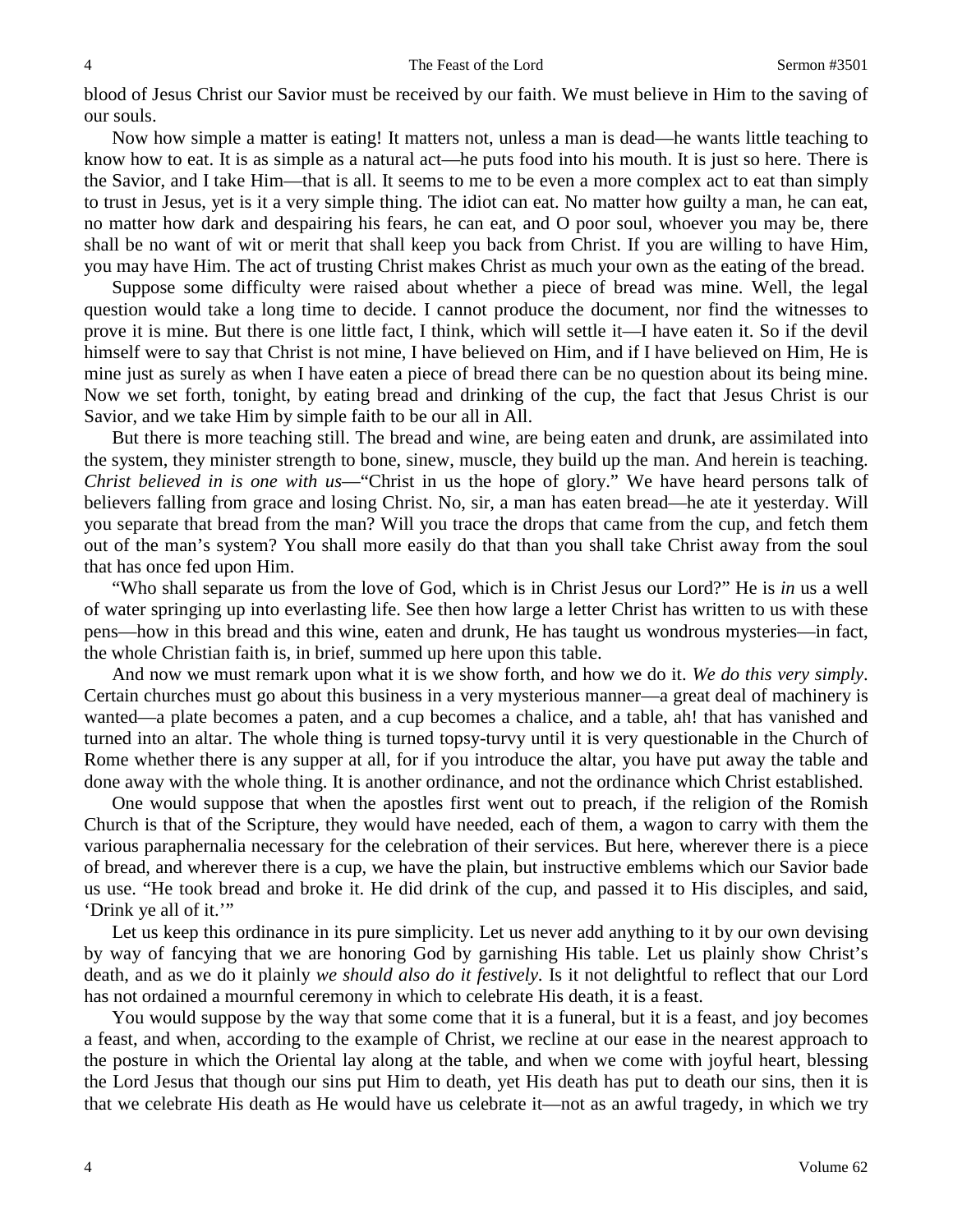blood of Jesus Christ our Savior must be received by our faith. We must believe in Him to the saving of our souls.

Now how simple a matter is eating! It matters not, unless a man is dead—he wants little teaching to know how to eat. It is as simple as a natural act—he puts food into his mouth. It is just so here. There is the Savior, and I take Him—that is all. It seems to me to be even a more complex act to eat than simply to trust in Jesus, yet is it a very simple thing. The idiot can eat. No matter how guilty a man, he can eat, no matter how dark and despairing his fears, he can eat, and O poor soul, whoever you may be, there shall be no want of wit or merit that shall keep you back from Christ. If you are willing to have Him, you may have Him. The act of trusting Christ makes Christ as much your own as the eating of the bread.

Suppose some difficulty were raised about whether a piece of bread was mine. Well, the legal question would take a long time to decide. I cannot produce the document, nor find the witnesses to prove it is mine. But there is one little fact, I think, which will settle it—I have eaten it. So if the devil himself were to say that Christ is not mine, I have believed on Him, and if I have believed on Him, He is mine just as surely as when I have eaten a piece of bread there can be no question about its being mine. Now we set forth, tonight, by eating bread and drinking of the cup, the fact that Jesus Christ is our Savior, and we take Him by simple faith to be our all in All.

But there is more teaching still. The bread and wine, are being eaten and drunk, are assimilated into the system, they minister strength to bone, sinew, muscle, they build up the man. And herein is teaching. *Christ believed in is one with us*—"Christ in us the hope of glory." We have heard persons talk of believers falling from grace and losing Christ. No, sir, a man has eaten bread—he ate it yesterday. Will you separate that bread from the man? Will you trace the drops that came from the cup, and fetch them out of the man's system? You shall more easily do that than you shall take Christ away from the soul that has once fed upon Him.

"Who shall separate us from the love of God, which is in Christ Jesus our Lord?" He is *in* us a well of water springing up into everlasting life. See then how large a letter Christ has written to us with these pens—how in this bread and this wine, eaten and drunk, He has taught us wondrous mysteries—in fact, the whole Christian faith is, in brief, summed up here upon this table.

And now we must remark upon what it is we show forth, and how we do it. *We do this very simply*. Certain churches must go about this business in a very mysterious manner—a great deal of machinery is wanted—a plate becomes a paten, and a cup becomes a chalice, and a table, ah! that has vanished and turned into an altar. The whole thing is turned topsy-turvy until it is very questionable in the Church of Rome whether there is any supper at all, for if you introduce the altar, you have put away the table and done away with the whole thing. It is another ordinance, and not the ordinance which Christ established.

One would suppose that when the apostles first went out to preach, if the religion of the Romish Church is that of the Scripture, they would have needed, each of them, a wagon to carry with them the various paraphernalia necessary for the celebration of their services. But here, wherever there is a piece of bread, and wherever there is a cup, we have the plain, but instructive emblems which our Savior bade us use. "He took bread and broke it. He did drink of the cup, and passed it to His disciples, and said, 'Drink ye all of it.'"

Let us keep this ordinance in its pure simplicity. Let us never add anything to it by our own devising by way of fancying that we are honoring God by garnishing His table. Let us plainly show Christ's death, and as we do it plainly *we should also do it festively*. Is it not delightful to reflect that our Lord has not ordained a mournful ceremony in which to celebrate His death, it is a feast.

You would suppose by the way that some come that it is a funeral, but it is a feast, and joy becomes a feast, and when, according to the example of Christ, we recline at our ease in the nearest approach to the posture in which the Oriental lay along at the table, and when we come with joyful heart, blessing the Lord Jesus that though our sins put Him to death, yet His death has put to death our sins, then it is that we celebrate His death as He would have us celebrate it—not as an awful tragedy, in which we try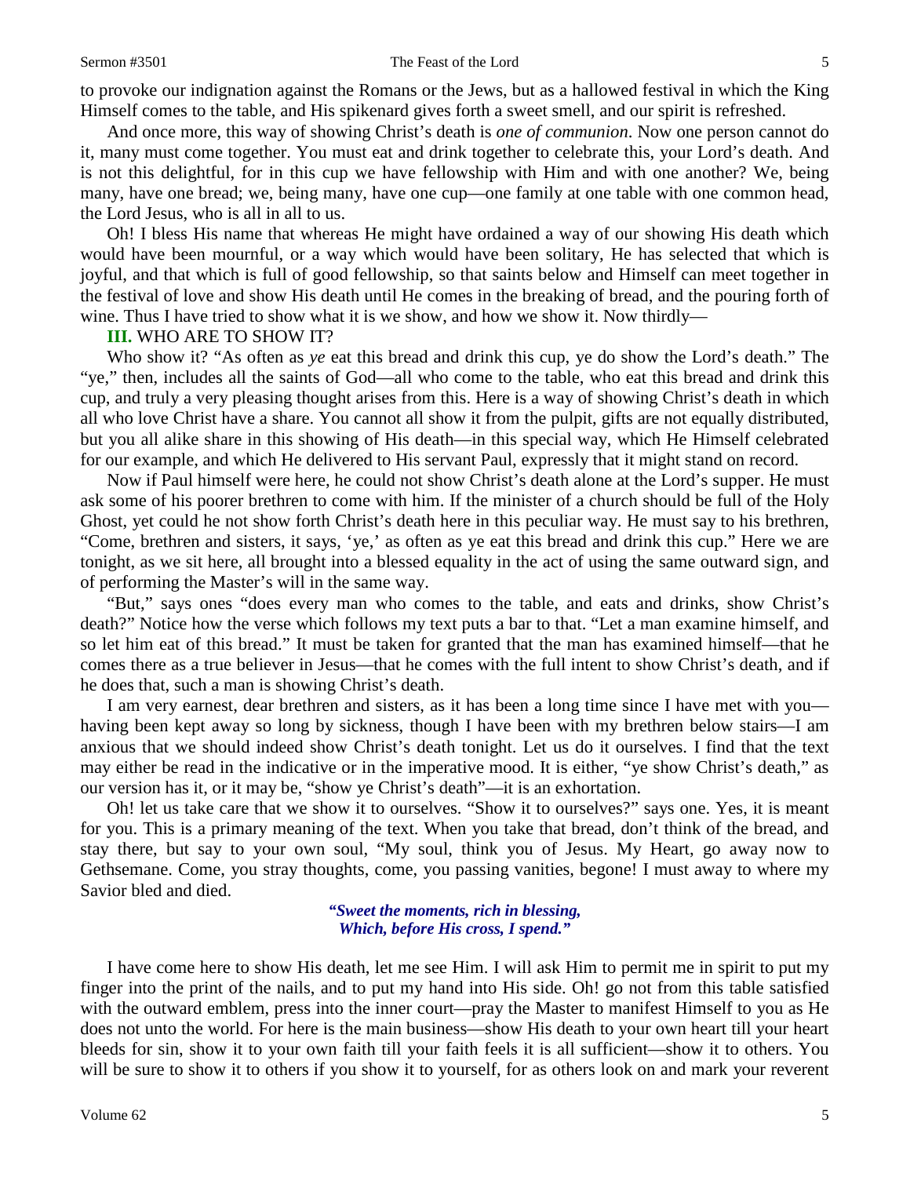to provoke our indignation against the Romans or the Jews, but as a hallowed festival in which the King Himself comes to the table, and His spikenard gives forth a sweet smell, and our spirit is refreshed.

And once more, this way of showing Christ's death is *one of communion*. Now one person cannot do it, many must come together. You must eat and drink together to celebrate this, your Lord's death. And is not this delightful, for in this cup we have fellowship with Him and with one another? We, being many, have one bread; we, being many, have one cup—one family at one table with one common head, the Lord Jesus, who is all in all to us.

Oh! I bless His name that whereas He might have ordained a way of our showing His death which would have been mournful, or a way which would have been solitary, He has selected that which is joyful, and that which is full of good fellowship, so that saints below and Himself can meet together in the festival of love and show His death until He comes in the breaking of bread, and the pouring forth of wine. Thus I have tried to show what it is we show, and how we show it. Now thirdly—

**III.** WHO ARE TO SHOW IT?

Who show it? "As often as *ye* eat this bread and drink this cup, ye do show the Lord's death." The "ye," then, includes all the saints of God—all who come to the table, who eat this bread and drink this cup, and truly a very pleasing thought arises from this. Here is a way of showing Christ's death in which all who love Christ have a share. You cannot all show it from the pulpit, gifts are not equally distributed, but you all alike share in this showing of His death—in this special way, which He Himself celebrated for our example, and which He delivered to His servant Paul, expressly that it might stand on record.

Now if Paul himself were here, he could not show Christ's death alone at the Lord's supper. He must ask some of his poorer brethren to come with him. If the minister of a church should be full of the Holy Ghost, yet could he not show forth Christ's death here in this peculiar way. He must say to his brethren, "Come, brethren and sisters, it says, 'ye,' as often as ye eat this bread and drink this cup." Here we are tonight, as we sit here, all brought into a blessed equality in the act of using the same outward sign, and of performing the Master's will in the same way.

"But," says ones "does every man who comes to the table, and eats and drinks, show Christ's death?" Notice how the verse which follows my text puts a bar to that. "Let a man examine himself, and so let him eat of this bread." It must be taken for granted that the man has examined himself—that he comes there as a true believer in Jesus—that he comes with the full intent to show Christ's death, and if he does that, such a man is showing Christ's death.

I am very earnest, dear brethren and sisters, as it has been a long time since I have met with you—having been kept away so long by sickness, though I have been with my brethren below stairs—I am anxious that we should indeed show Christ's death tonight. Let us do it ourselves. I find that the text may either be read in the indicative or in the imperative mood. It is either, "ye show Christ's death," as our version has it, or it may be, "show ye Christ's death"—it is an exhortation.

Oh! let us take care that we show it to ourselves. "Show it to ourselves?" says one. Yes, it is meant for you. This is a primary meaning of the text. When you take that bread, don't think of the bread, and stay there, but say to your own soul, "My soul, think you of Jesus. My Heart, go away now to Gethsemane. Come, you stray thoughts, come, you passing vanities, begone! I must away to where my Savior bled and died.

*"Sweet the moments, rich in blessing,*
*Which, before His cross, I spend."*

I have come here to show His death, let me see Him. I will ask Him to permit me in spirit to put my finger into the print of the nails, and to put my hand into His side. Oh! go not from this table satisfied with the outward emblem, press into the inner court—pray the Master to manifest Himself to you as He does not unto the world. For here is the main business—show His death to your own heart till your heart bleeds for sin, show it to your own faith till your faith feels it is all sufficient—show it to others. You will be sure to show it to others if you show it to yourself, for as others look on and mark your reverent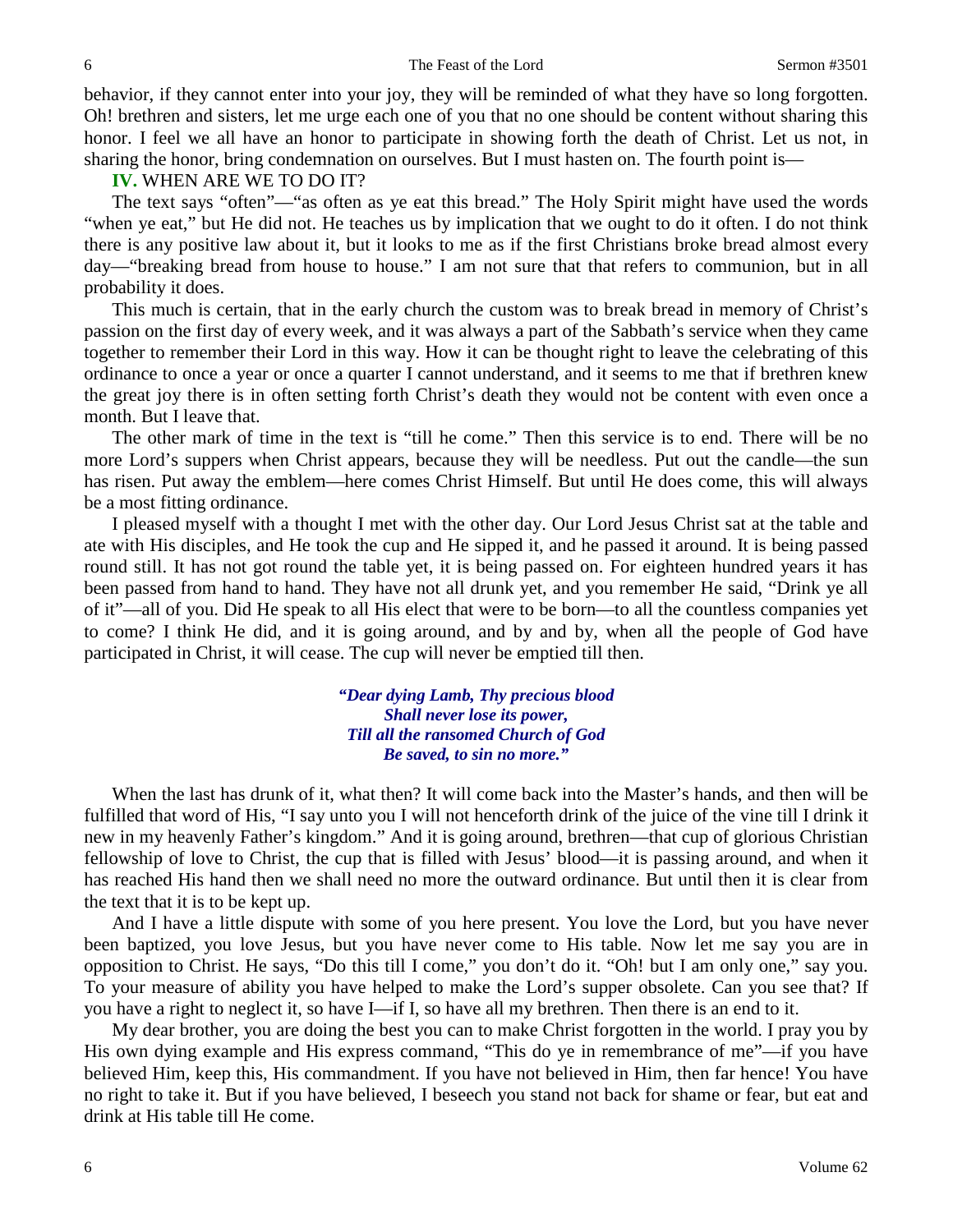behavior, if they cannot enter into your joy, they will be reminded of what they have so long forgotten. Oh! brethren and sisters, let me urge each one of you that no one should be content without sharing this honor. I feel we all have an honor to participate in showing forth the death of Christ. Let us not, in sharing the honor, bring condemnation on ourselves. But I must hasten on. The fourth point is—

**IV.** WHEN ARE WE TO DO IT?

The text says "often"—"as often as ye eat this bread." The Holy Spirit might have used the words "when ye eat," but He did not. He teaches us by implication that we ought to do it often. I do not think there is any positive law about it, but it looks to me as if the first Christians broke bread almost every day—"breaking bread from house to house." I am not sure that that refers to communion, but in all probability it does.

This much is certain, that in the early church the custom was to break bread in memory of Christ's passion on the first day of every week, and it was always a part of the Sabbath's service when they came together to remember their Lord in this way. How it can be thought right to leave the celebrating of this ordinance to once a year or once a quarter I cannot understand, and it seems to me that if brethren knew the great joy there is in often setting forth Christ's death they would not be content with even once a month. But I leave that.

The other mark of time in the text is "till he come." Then this service is to end. There will be no more Lord's suppers when Christ appears, because they will be needless. Put out the candle—the sun has risen. Put away the emblem—here comes Christ Himself. But until He does come, this will always be a most fitting ordinance.

I pleased myself with a thought I met with the other day. Our Lord Jesus Christ sat at the table and ate with His disciples, and He took the cup and He sipped it, and he passed it around. It is being passed round still. It has not got round the table yet, it is being passed on. For eighteen hundred years it has been passed from hand to hand. They have not all drunk yet, and you remember He said, "Drink ye all of it"—all of you. Did He speak to all His elect that were to be born—to all the countless companies yet to come? I think He did, and it is going around, and by and by, when all the people of God have participated in Christ, it will cease. The cup will never be emptied till then.

> ***"Dear dying Lamb, Thy precious blood***
> ***Shall never lose its power,***
> ***Till all the ransomed Church of God***
> ***Be saved, to sin no more."***

When the last has drunk of it, what then? It will come back into the Master's hands, and then will be fulfilled that word of His, "I say unto you I will not henceforth drink of the juice of the vine till I drink it new in my heavenly Father's kingdom." And it is going around, brethren—that cup of glorious Christian fellowship of love to Christ, the cup that is filled with Jesus' blood—it is passing around, and when it has reached His hand then we shall need no more the outward ordinance. But until then it is clear from the text that it is to be kept up.

And I have a little dispute with some of you here present. You love the Lord, but you have never been baptized, you love Jesus, but you have never come to His table. Now let me say you are in opposition to Christ. He says, "Do this till I come," you don't do it. "Oh! but I am only one," say you. To your measure of ability you have helped to make the Lord's supper obsolete. Can you see that? If you have a right to neglect it, so have I—if I, so have all my brethren. Then there is an end to it.

My dear brother, you are doing the best you can to make Christ forgotten in the world. I pray you by His own dying example and His express command, "This do ye in remembrance of me"—if you have believed Him, keep this, His commandment. If you have not believed in Him, then far hence! You have no right to take it. But if you have believed, I beseech you stand not back for shame or fear, but eat and drink at His table till He come.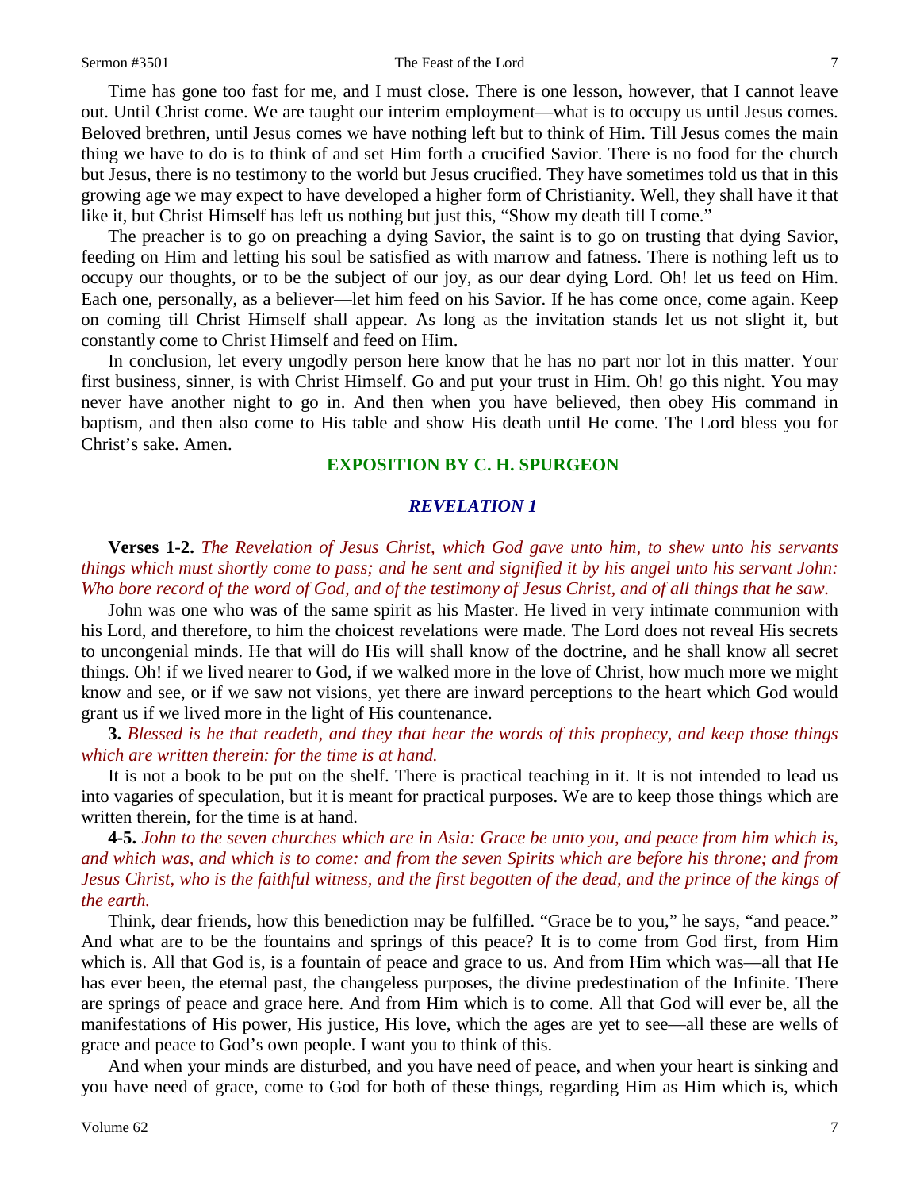Time has gone too fast for me, and I must close. There is one lesson, however, that I cannot leave out. Until Christ come. We are taught our interim employment—what is to occupy us until Jesus comes. Beloved brethren, until Jesus comes we have nothing left but to think of Him. Till Jesus comes the main thing we have to do is to think of and set Him forth a crucified Savior. There is no food for the church but Jesus, there is no testimony to the world but Jesus crucified. They have sometimes told us that in this growing age we may expect to have developed a higher form of Christianity. Well, they shall have it that like it, but Christ Himself has left us nothing but just this, "Show my death till I come."

The preacher is to go on preaching a dying Savior, the saint is to go on trusting that dying Savior, feeding on Him and letting his soul be satisfied as with marrow and fatness. There is nothing left us to occupy our thoughts, or to be the subject of our joy, as our dear dying Lord. Oh! let us feed on Him. Each one, personally, as a believer—let him feed on his Savior. If he has come once, come again. Keep on coming till Christ Himself shall appear. As long as the invitation stands let us not slight it, but constantly come to Christ Himself and feed on Him.

In conclusion, let every ungodly person here know that he has no part nor lot in this matter. Your first business, sinner, is with Christ Himself. Go and put your trust in Him. Oh! go this night. You may never have another night to go in. And then when you have believed, then obey His command in baptism, and then also come to His table and show His death until He come. The Lord bless you for Christ's sake. Amen.

## EXPOSITION BY C. H. SPURGEON

### *REVELATION 1*

**Verses 1-2.** *The Revelation of Jesus Christ, which God gave unto him, to shew unto his servants things which must shortly come to pass; and he sent and signified it by his angel unto his servant John: Who bore record of the word of God, and of the testimony of Jesus Christ, and of all things that he saw.*

John was one who was of the same spirit as his Master. He lived in very intimate communion with his Lord, and therefore, to him the choicest revelations were made. The Lord does not reveal His secrets to uncongenial minds. He that will do His will shall know of the doctrine, and he shall know all secret things. Oh! if we lived nearer to God, if we walked more in the love of Christ, how much more we might know and see, or if we saw not visions, yet there are inward perceptions to the heart which God would grant us if we lived more in the light of His countenance.

**3.** *Blessed is he that readeth, and they that hear the words of this prophecy, and keep those things which are written therein: for the time is at hand.*

It is not a book to be put on the shelf. There is practical teaching in it. It is not intended to lead us into vagaries of speculation, but it is meant for practical purposes. We are to keep those things which are written therein, for the time is at hand.

**4-5.** *John to the seven churches which are in Asia: Grace be unto you, and peace from him which is, and which was, and which is to come: and from the seven Spirits which are before his throne; and from Jesus Christ, who is the faithful witness, and the first begotten of the dead, and the prince of the kings of the earth.*

Think, dear friends, how this benediction may be fulfilled. "Grace be to you," he says, "and peace." And what are to be the fountains and springs of this peace? It is to come from God first, from Him which is. All that God is, is a fountain of peace and grace to us. And from Him which was—all that He has ever been, the eternal past, the changeless purposes, the divine predestination of the Infinite. There are springs of peace and grace here. And from Him which is to come. All that God will ever be, all the manifestations of His power, His justice, His love, which the ages are yet to see—all these are wells of grace and peace to God's own people. I want you to think of this.

And when your minds are disturbed, and you have need of peace, and when your heart is sinking and you have need of grace, come to God for both of these things, regarding Him as Him which is, which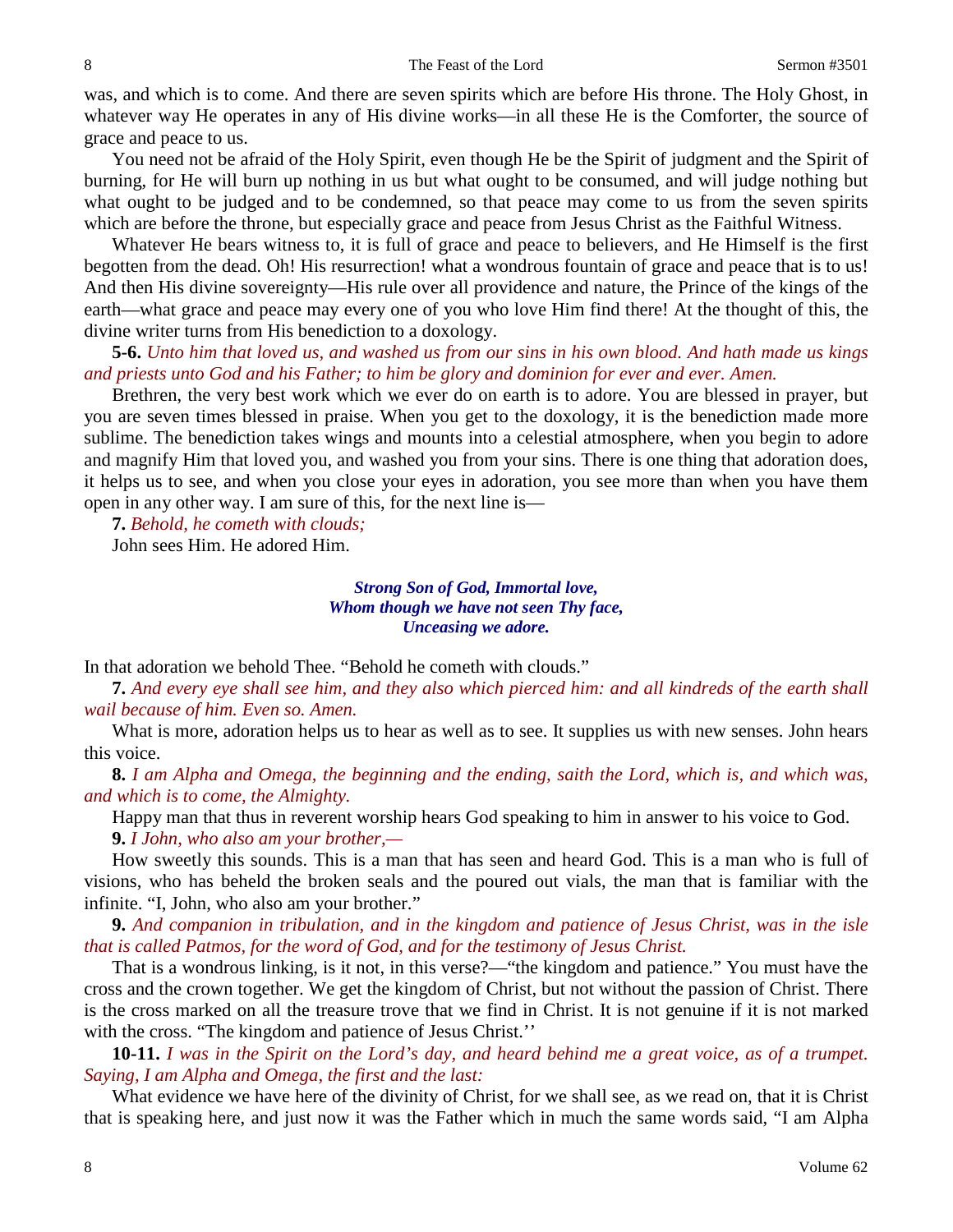was, and which is to come. And there are seven spirits which are before His throne. The Holy Ghost, in whatever way He operates in any of His divine works—in all these He is the Comforter, the source of grace and peace to us.

You need not be afraid of the Holy Spirit, even though He be the Spirit of judgment and the Spirit of burning, for He will burn up nothing in us but what ought to be consumed, and will judge nothing but what ought to be judged and to be condemned, so that peace may come to us from the seven spirits which are before the throne, but especially grace and peace from Jesus Christ as the Faithful Witness.

Whatever He bears witness to, it is full of grace and peace to believers, and He Himself is the first begotten from the dead. Oh! His resurrection! what a wondrous fountain of grace and peace that is to us! And then His divine sovereignty—His rule over all providence and nature, the Prince of the kings of the earth—what grace and peace may every one of you who love Him find there! At the thought of this, the divine writer turns from His benediction to a doxology.

**5-6.** *Unto him that loved us, and washed us from our sins in his own blood. And hath made us kings and priests unto God and his Father; to him be glory and dominion for ever and ever. Amen.*

Brethren, the very best work which we ever do on earth is to adore. You are blessed in prayer, but you are seven times blessed in praise. When you get to the doxology, it is the benediction made more sublime. The benediction takes wings and mounts into a celestial atmosphere, when you begin to adore and magnify Him that loved you, and washed you from your sins. There is one thing that adoration does, it helps us to see, and when you close your eyes in adoration, you see more than when you have them open in any other way. I am sure of this, for the next line is—

**7.** *Behold, he cometh with clouds;*

John sees Him. He adored Him.

*Strong Son of God, Immortal love,*
*Whom though we have not seen Thy face,*
*Unceasing we adore.*

In that adoration we behold Thee. "Behold he cometh with clouds."

**7.** *And every eye shall see him, and they also which pierced him: and all kindreds of the earth shall wail because of him. Even so. Amen.*

What is more, adoration helps us to hear as well as to see. It supplies us with new senses. John hears this voice.

**8.** *I am Alpha and Omega, the beginning and the ending, saith the Lord, which is, and which was, and which is to come, the Almighty.*

Happy man that thus in reverent worship hears God speaking to him in answer to his voice to God.

**9.** *I John, who also am your brother,—*

How sweetly this sounds. This is a man that has seen and heard God. This is a man who is full of visions, who has beheld the broken seals and the poured out vials, the man that is familiar with the infinite. "I, John, who also am your brother."

**9.** *And companion in tribulation, and in the kingdom and patience of Jesus Christ, was in the isle that is called Patmos, for the word of God, and for the testimony of Jesus Christ.*

That is a wondrous linking, is it not, in this verse?—"the kingdom and patience." You must have the cross and the crown together. We get the kingdom of Christ, but not without the passion of Christ. There is the cross marked on all the treasure trove that we find in Christ. It is not genuine if it is not marked with the cross. "The kingdom and patience of Jesus Christ.''

**10-11.** *I was in the Spirit on the Lord's day, and heard behind me a great voice, as of a trumpet. Saying, I am Alpha and Omega, the first and the last:*

What evidence we have here of the divinity of Christ, for we shall see, as we read on, that it is Christ that is speaking here, and just now it was the Father which in much the same words said, "I am Alpha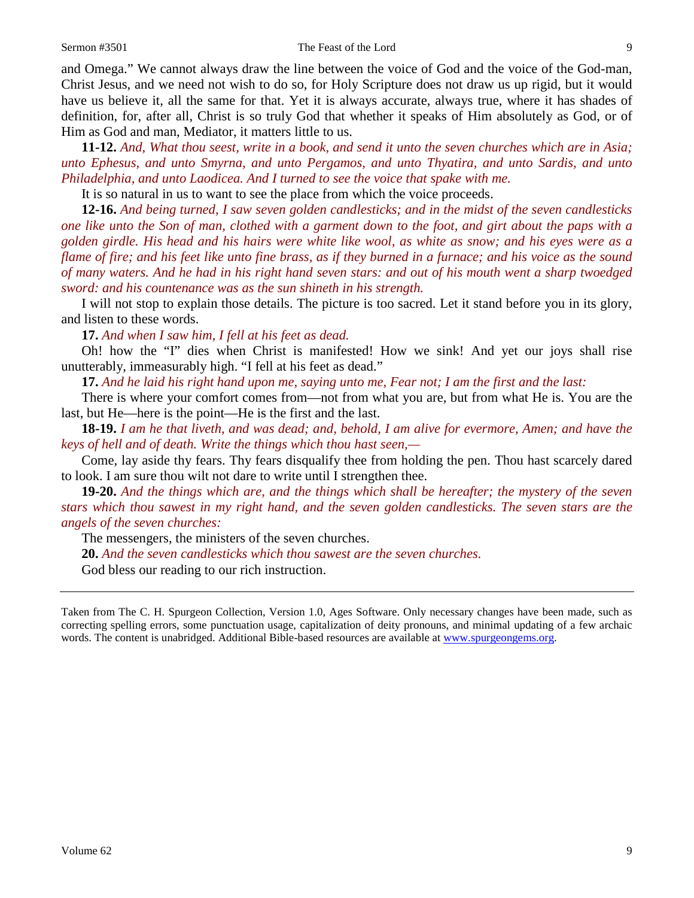and Omega." We cannot always draw the line between the voice of God and the voice of the God-man, Christ Jesus, and we need not wish to do so, for Holy Scripture does not draw us up rigid, but it would have us believe it, all the same for that. Yet it is always accurate, always true, where it has shades of definition, for, after all, Christ is so truly God that whether it speaks of Him absolutely as God, or of Him as God and man, Mediator, it matters little to us.

**11-12.** *And, What thou seest, write in a book, and send it unto the seven churches which are in Asia; unto Ephesus, and unto Smyrna, and unto Pergamos, and unto Thyatira, and unto Sardis, and unto Philadelphia, and unto Laodicea. And I turned to see the voice that spake with me.*

It is so natural in us to want to see the place from which the voice proceeds.

**12-16.** *And being turned, I saw seven golden candlesticks; and in the midst of the seven candlesticks one like unto the Son of man, clothed with a garment down to the foot, and girt about the paps with a golden girdle. His head and his hairs were white like wool, as white as snow; and his eyes were as a flame of fire; and his feet like unto fine brass, as if they burned in a furnace; and his voice as the sound of many waters. And he had in his right hand seven stars: and out of his mouth went a sharp twoedged sword: and his countenance was as the sun shineth in his strength.*

I will not stop to explain those details. The picture is too sacred. Let it stand before you in its glory, and listen to these words.

**17.** *And when I saw him, I fell at his feet as dead.*

Oh! how the "I" dies when Christ is manifested! How we sink! And yet our joys shall rise unutterably, immeasurably high. "I fell at his feet as dead."

**17.** *And he laid his right hand upon me, saying unto me, Fear not; I am the first and the last:*

There is where your comfort comes from—not from what you are, but from what He is. You are the last, but He—here is the point—He is the first and the last.

**18-19.** *I am he that liveth, and was dead; and, behold, I am alive for evermore, Amen; and have the keys of hell and of death. Write the things which thou hast seen,—*

Come, lay aside thy fears. Thy fears disqualify thee from holding the pen. Thou hast scarcely dared to look. I am sure thou wilt not dare to write until I strengthen thee.

**19-20.** *And the things which are, and the things which shall be hereafter; the mystery of the seven stars which thou sawest in my right hand, and the seven golden candlesticks. The seven stars are the angels of the seven churches:*

The messengers, the ministers of the seven churches.

**20.** *And the seven candlesticks which thou sawest are the seven churches.*

God bless our reading to our rich instruction.

---

Taken from The C. H. Spurgeon Collection, Version 1.0, Ages Software. Only necessary changes have been made, such as correcting spelling errors, some punctuation usage, capitalization of deity pronouns, and minimal updating of a few archaic words. The content is unabridged. Additional Bible-based resources are available at www.spurgeongems.org.